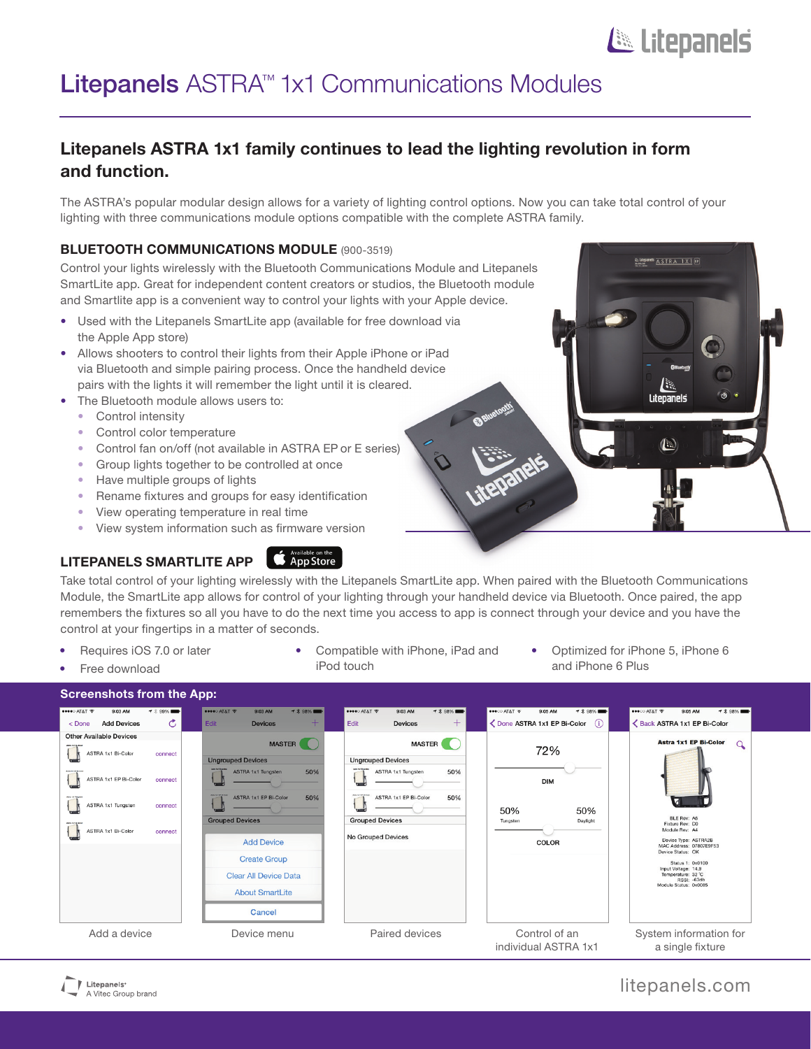# Litepanels ASTRA™ 1x1 Communications Modules

## Litepanels ASTRA 1x1 family continues to lead the lighting revolution in form and function.

The ASTRA's popular modular design allows for a variety of lighting control options. Now you can take total control of your lighting with three communications module options compatible with the complete ASTRA family.

### BLUETOOTH COMMUNICATIONS MODULE (900-3519)

Control your lights wirelessly with the Bluetooth Communications Module and Litepanels SmartLite app. Great for independent content creators or studios, the Bluetooth module and Smartlite app is a convenient way to control your lights with your Apple device.

- Used with the Litepanels SmartLite app (available for free download via the Apple App store)
- Allows shooters to control their lights from their Apple iPhone or iPad via Bluetooth and simple pairing process. Once the handheld device pairs with the lights it will remember the light until it is cleared.
- The Bluetooth module allows users to:
  - Control intensity
  - Control color temperature
  - Control fan on/off (not available in ASTRA EP or E series)
  - Group lights together to be controlled at once
  - Have multiple groups of lights
  - Rename fixtures and groups for easy identification
  - View operating temperature in real time
  - View system information such as firmware version

### LITEPANELS SMARTLITE APP

Take total control of your lighting wirelessly with the Litepanels SmartLite app. When paired with the Bluetooth Communications Module, the SmartLite app allows for control of your lighting through your handheld device via Bluetooth. Once paired, the app remembers the fixtures so all you have to do the next time you access to app is connect through your device and you have the control at your fingertips in a matter of seconds.

- Requires iOS 7.0 or later
- Free download
- Compatible with iPhone, iPad and iPod touch
- Optimized for iPhone 5, iPhone 6 and iPhone 6 Plus

### Screenshots from the App:

Add a device

Device menu

Paired devices

Control of an individual ASTRA 1x1

System information for a single fixture

Litepanels®
A Vitec Group brand

litepanels.com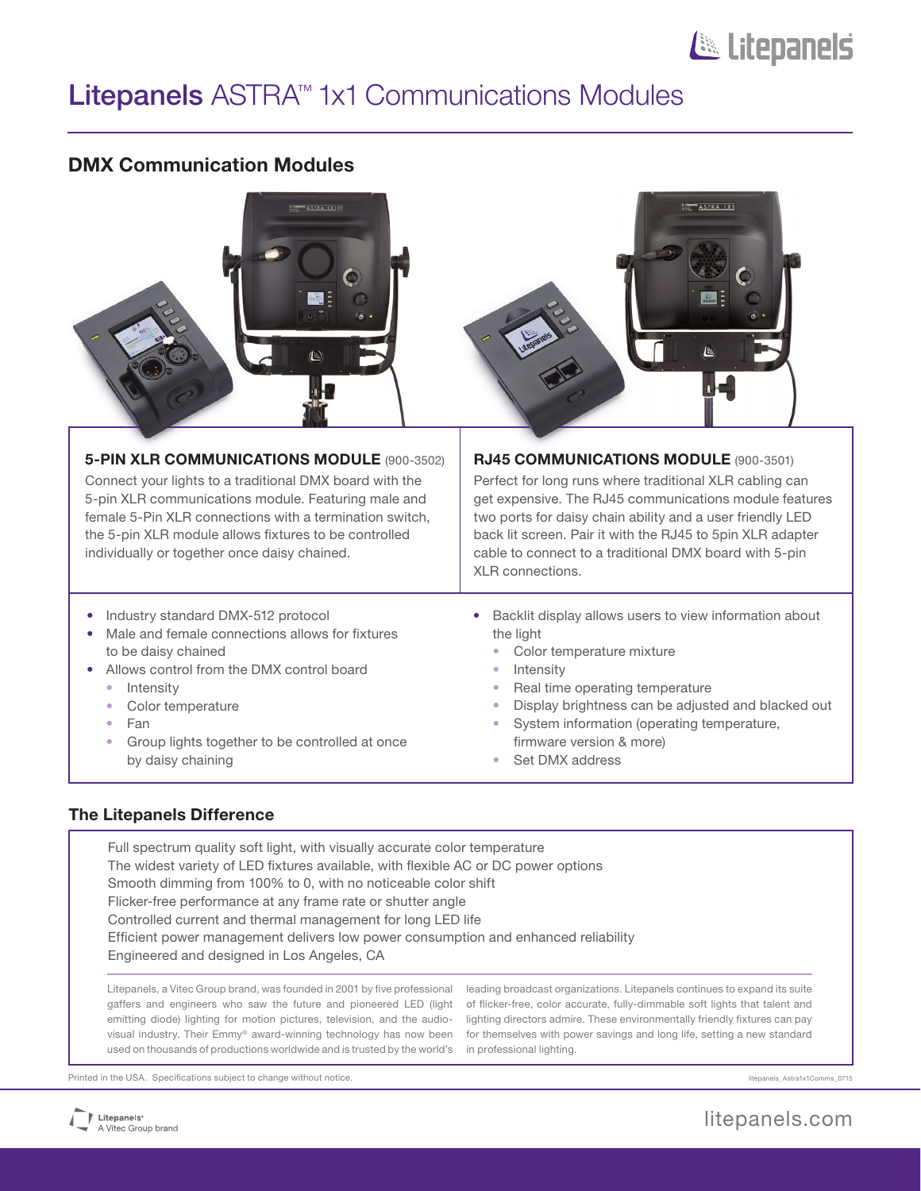# Litepanels ASTRA™ 1x1 Communications Modules

## DMX Communication Modules

**5-PIN XLR COMMUNICATIONS MODULE** (900-3502)

Connect your lights to a traditional DMX board with the 5-pin XLR communications module. Featuring male and female 5-Pin XLR connections with a termination switch, the 5-pin XLR module allows fixtures to be controlled individually or together once daisy chained.

- Industry standard DMX-512 protocol
- Male and female connections allows for fixtures to be daisy chained
- Allows control from the DMX control board
  - Intensity
  - Color temperature
  - Fan
  - Group lights together to be controlled at once by daisy chaining

**RJ45 COMMUNICATIONS MODULE** (900-3501)

Perfect for long runs where traditional XLR cabling can get expensive. The RJ45 communications module features two ports for daisy chain ability and a user friendly LED back lit screen. Pair it with the RJ45 to 5pin XLR adapter cable to connect to a traditional DMX board with 5-pin XLR connections.

- Backlit display allows users to view information about the light
  - Color temperature mixture
  - Intensity
  - Real time operating temperature
  - Display brightness can be adjusted and blacked out
  - System information (operating temperature, firmware version & more)
  - Set DMX address

### The Litepanels Difference

Full spectrum quality soft light, with visually accurate color temperature
The widest variety of LED fixtures available, with flexible AC or DC power options
Smooth dimming from 100% to 0, with no noticeable color shift
Flicker-free performance at any frame rate or shutter angle
Controlled current and thermal management for long LED life
Efficient power management delivers low power consumption and enhanced reliability
Engineered and designed in Los Angeles, CA

Litepanels, a Vitec Group brand, was founded in 2001 by five professional gaffers and engineers who saw the future and pioneered LED (light emitting diode) lighting for motion pictures, television, and the audio-visual industry. Their Emmy® award-winning technology has now been used on thousands of productions worldwide and is trusted by the world's leading broadcast organizations. Litepanels continues to expand its suite of flicker-free, color accurate, fully-dimmable soft lights that talent and lighting directors admire. These environmentally friendly fixtures can pay for themselves with power savings and long life, setting a new standard in professional lighting.

Printed in the USA. Specifications subject to change without notice.

litepanels_Astra1x1Comms_0715

Litepanels® A Vitec Group brand

litepanels.com